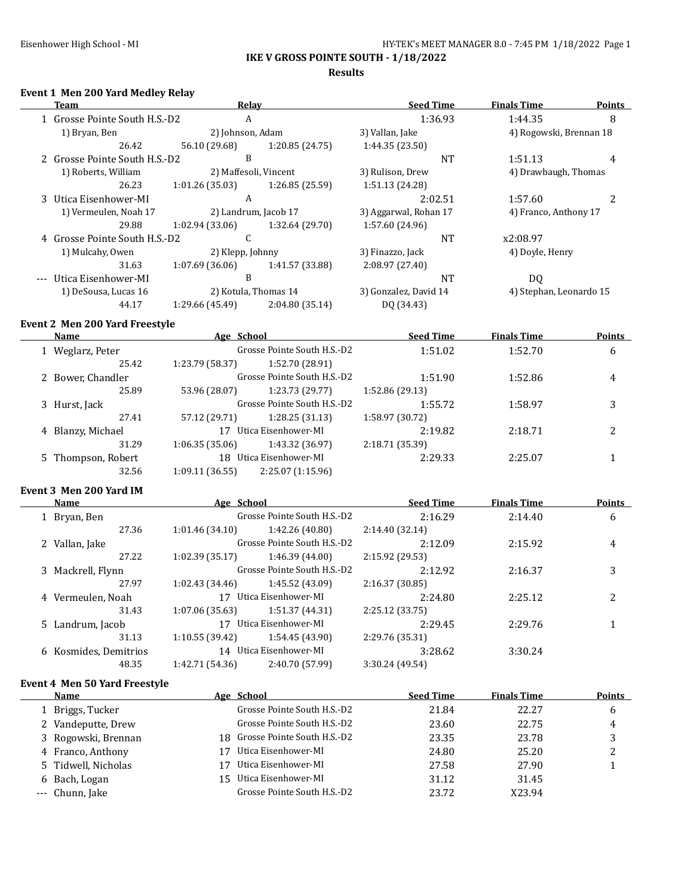## IKE V GROSS POINTE SOUTH - 1/18/2022

### Results

#### Event 1 Men 200 Yard Medley Relay

| | Team | Relay | | Seed Time | Finals Time | Points |
|---|---|---|---|---|---|---|
| 1 | Grosse Pointe South H.S.-D2 | A | | 1:36.93 | 1:44.35 | 8 |
| | 1) Bryan, Ben | 2) Johnson, Adam | 3) Vallan, Jake | 4) Rogowski, Brennan 18 | | |
| | 26.42 | 56.10 (29.68) | 1:20.85 (24.75) | 1:44.35 (23.50) | | |
| 2 | Grosse Pointe South H.S.-D2 | B | | NT | 1:51.13 | 4 |
| | 1) Roberts, William | 2) Maffesoli, Vincent | 3) Rulison, Drew | 4) Drawbaugh, Thomas | | |
| | 26.23 | 1:01.26 (35.03) | 1:26.85 (25.59) | 1:51.13 (24.28) | | |
| 3 | Utica Eisenhower-MI | A | | 2:02.51 | 1:57.60 | 2 |
| | 1) Vermeulen, Noah 17 | 2) Landrum, Jacob 17 | 3) Aggarwal, Rohan 17 | 4) Franco, Anthony 17 | | |
| | 29.88 | 1:02.94 (33.06) | 1:32.64 (29.70) | 1:57.60 (24.96) | | |
| 4 | Grosse Pointe South H.S.-D2 | C | | NT | x2:08.97 | |
| | 1) Mulcahy, Owen | 2) Klepp, Johnny | 3) Finazzo, Jack | 4) Doyle, Henry | | |
| | 31.63 | 1:07.69 (36.06) | 1:41.57 (33.88) | 2:08.97 (27.40) | | |
| --- | Utica Eisenhower-MI | B | | NT | DQ | |
| | 1) DeSousa, Lucas 16 | 2) Kotula, Thomas 14 | 3) Gonzalez, David 14 | 4) Stephan, Leonardo 15 | | |
| | 44.17 | 1:29.66 (45.49) | 2:04.80 (35.14) | DQ (34.43) | | |

#### Event 2 Men 200 Yard Freestyle

| | Name | Age | School | Seed Time | Finals Time | Points |
|---|---|---|---|---|---|---|
| 1 | Weglarz, Peter | | Grosse Pointe South H.S.-D2 | 1:51.02 | 1:52.70 | 6 |
| | 25.42 | 1:23.79 (58.37) | 1:52.70 (28.91) | | | |
| 2 | Bower, Chandler | | Grosse Pointe South H.S.-D2 | 1:51.90 | 1:52.86 | 4 |
| | 25.89 | 53.96 (28.07) | 1:23.73 (29.77) | 1:52.86 (29.13) | | |
| 3 | Hurst, Jack | | Grosse Pointe South H.S.-D2 | 1:55.72 | 1:58.97 | 3 |
| | 27.41 | 57.12 (29.71) | 1:28.25 (31.13) | 1:58.97 (30.72) | | |
| 4 | Blanzy, Michael | 17 | Utica Eisenhower-MI | 2:19.82 | 2:18.71 | 2 |
| | 31.29 | 1:06.35 (35.06) | 1:43.32 (36.97) | 2:18.71 (35.39) | | |
| 5 | Thompson, Robert | 18 | Utica Eisenhower-MI | 2:29.33 | 2:25.07 | 1 |
| | 32.56 | 1:09.11 (36.55) | 2:25.07 (1:15.96) | | | |

#### Event 3 Men 200 Yard IM

| | Name | Age | School | Seed Time | Finals Time | Points |
|---|---|---|---|---|---|---|
| 1 | Bryan, Ben | | Grosse Pointe South H.S.-D2 | 2:16.29 | 2:14.40 | 6 |
| | 27.36 | 1:01.46 (34.10) | 1:42.26 (40.80) | 2:14.40 (32.14) | | |
| 2 | Vallan, Jake | | Grosse Pointe South H.S.-D2 | 2:12.09 | 2:15.92 | 4 |
| | 27.22 | 1:02.39 (35.17) | 1:46.39 (44.00) | 2:15.92 (29.53) | | |
| 3 | Mackrell, Flynn | | Grosse Pointe South H.S.-D2 | 2:12.92 | 2:16.37 | 3 |
| | 27.97 | 1:02.43 (34.46) | 1:45.52 (43.09) | 2:16.37 (30.85) | | |
| 4 | Vermeulen, Noah | 17 | Utica Eisenhower-MI | 2:24.80 | 2:25.12 | 2 |
| | 31.43 | 1:07.06 (35.63) | 1:51.37 (44.31) | 2:25.12 (33.75) | | |
| 5 | Landrum, Jacob | 17 | Utica Eisenhower-MI | 2:29.45 | 2:29.76 | 1 |
| | 31.13 | 1:10.55 (39.42) | 1:54.45 (43.90) | 2:29.76 (35.31) | | |
| 6 | Kosmides, Demitrios | 14 | Utica Eisenhower-MI | 3:28.62 | 3:30.24 | |
| | 48.35 | 1:42.71 (54.36) | 2:40.70 (57.99) | 3:30.24 (49.54) | | |

#### Event 4 Men 50 Yard Freestyle

| | Name | Age | School | Seed Time | Finals Time | Points |
|---|---|---|---|---|---|---|
| 1 | Briggs, Tucker | | Grosse Pointe South H.S.-D2 | 21.84 | 22.27 | 6 |
| 2 | Vandeputte, Drew | | Grosse Pointe South H.S.-D2 | 23.60 | 22.75 | 4 |
| 3 | Rogowski, Brennan | 18 | Grosse Pointe South H.S.-D2 | 23.35 | 23.78 | 3 |
| 4 | Franco, Anthony | 17 | Utica Eisenhower-MI | 24.80 | 25.20 | 2 |
| 5 | Tidwell, Nicholas | 17 | Utica Eisenhower-MI | 27.58 | 27.90 | 1 |
| 6 | Bach, Logan | 15 | Utica Eisenhower-MI | 31.12 | 31.45 | |
| --- | Chunn, Jake | | Grosse Pointe South H.S.-D2 | 23.72 | X23.94 | |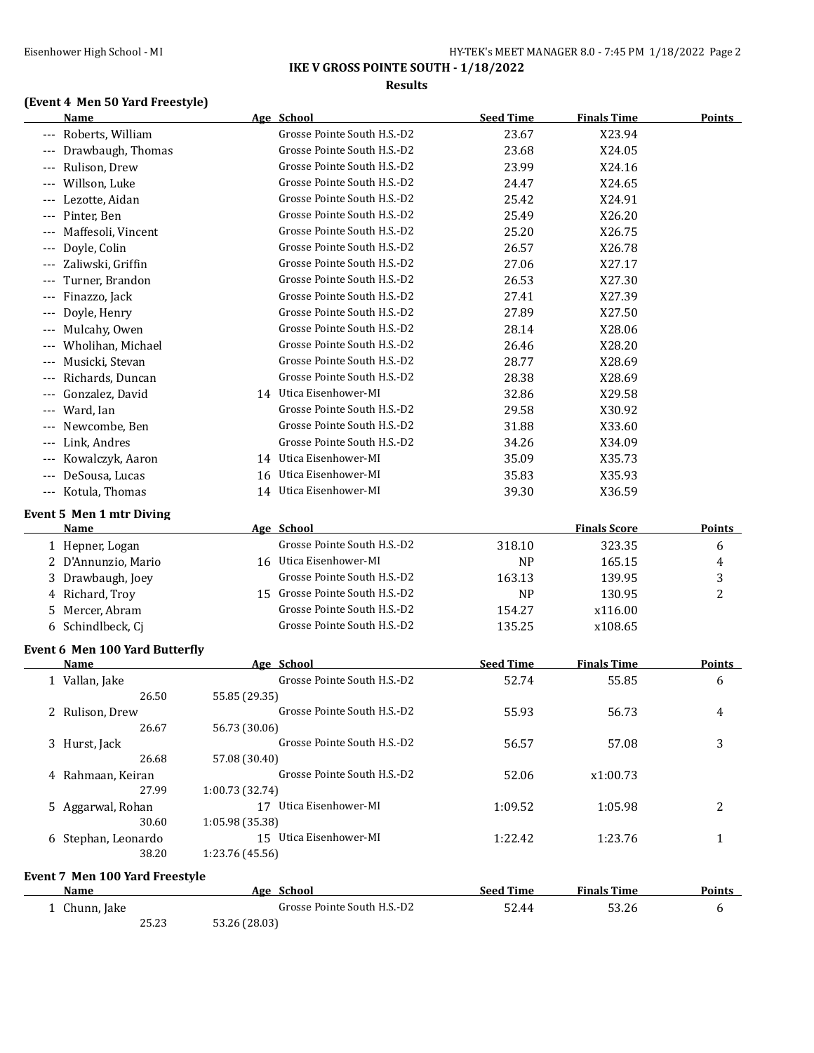## IKE V GROSS POINTE SOUTH - 1/18/2022

### Results

#### (Event 4 Men 50 Yard Freestyle)

| | Name | Age | School | Seed Time | Finals Time | Points |
|---|---|---|---|---|---|---|
| --- | Roberts, William | | Grosse Pointe South H.S.-D2 | 23.67 | X23.94 | |
| --- | Drawbaugh, Thomas | | Grosse Pointe South H.S.-D2 | 23.68 | X24.05 | |
| --- | Rulison, Drew | | Grosse Pointe South H.S.-D2 | 23.99 | X24.16 | |
| --- | Willson, Luke | | Grosse Pointe South H.S.-D2 | 24.47 | X24.65 | |
| --- | Lezotte, Aidan | | Grosse Pointe South H.S.-D2 | 25.42 | X24.91 | |
| --- | Pinter, Ben | | Grosse Pointe South H.S.-D2 | 25.49 | X26.20 | |
| --- | Maffesoli, Vincent | | Grosse Pointe South H.S.-D2 | 25.20 | X26.75 | |
| --- | Doyle, Colin | | Grosse Pointe South H.S.-D2 | 26.57 | X26.78 | |
| --- | Zaliwski, Griffin | | Grosse Pointe South H.S.-D2 | 27.06 | X27.17 | |
| --- | Turner, Brandon | | Grosse Pointe South H.S.-D2 | 26.53 | X27.30 | |
| --- | Finazzo, Jack | | Grosse Pointe South H.S.-D2 | 27.41 | X27.39 | |
| --- | Doyle, Henry | | Grosse Pointe South H.S.-D2 | 27.89 | X27.50 | |
| --- | Mulcahy, Owen | | Grosse Pointe South H.S.-D2 | 28.14 | X28.06 | |
| --- | Wholihan, Michael | | Grosse Pointe South H.S.-D2 | 26.46 | X28.20 | |
| --- | Musicki, Stevan | | Grosse Pointe South H.S.-D2 | 28.77 | X28.69 | |
| --- | Richards, Duncan | | Grosse Pointe South H.S.-D2 | 28.38 | X28.69 | |
| --- | Gonzalez, David | 14 | Utica Eisenhower-MI | 32.86 | X29.58 | |
| --- | Ward, Ian | | Grosse Pointe South H.S.-D2 | 29.58 | X30.92 | |
| --- | Newcombe, Ben | | Grosse Pointe South H.S.-D2 | 31.88 | X33.60 | |
| --- | Link, Andres | | Grosse Pointe South H.S.-D2 | 34.26 | X34.09 | |
| --- | Kowalczyk, Aaron | 14 | Utica Eisenhower-MI | 35.09 | X35.73 | |
| --- | DeSousa, Lucas | 16 | Utica Eisenhower-MI | 35.83 | X35.93 | |
| --- | Kotula, Thomas | 14 | Utica Eisenhower-MI | 39.30 | X36.59 | |

#### Event 5 Men 1 mtr Diving

| | Name | Age | School | | Finals Score | Points |
|---|---|---|---|---|---|---|
| 1 | Hepner, Logan | | Grosse Pointe South H.S.-D2 | 318.10 | 323.35 | 6 |
| 2 | D'Annunzio, Mario | 16 | Utica Eisenhower-MI | NP | 165.15 | 4 |
| 3 | Drawbaugh, Joey | | Grosse Pointe South H.S.-D2 | 163.13 | 139.95 | 3 |
| 4 | Richard, Troy | 15 | Grosse Pointe South H.S.-D2 | NP | 130.95 | 2 |
| 5 | Mercer, Abram | | Grosse Pointe South H.S.-D2 | 154.27 | x116.00 | |
| 6 | Schindlbeck, Cj | | Grosse Pointe South H.S.-D2 | 135.25 | x108.65 | |

#### Event 6 Men 100 Yard Butterfly

| | Name | Age | School | Seed Time | Finals Time | Points |
|---|---|---|---|---|---|---|
| 1 | Vallan, Jake | | Grosse Pointe South H.S.-D2 | 52.74 | 55.85 | 6 |
| | 26.50 | 55.85 (29.35) | | | | |
| 2 | Rulison, Drew | | Grosse Pointe South H.S.-D2 | 55.93 | 56.73 | 4 |
| | 26.67 | 56.73 (30.06) | | | | |
| 3 | Hurst, Jack | | Grosse Pointe South H.S.-D2 | 56.57 | 57.08 | 3 |
| | 26.68 | 57.08 (30.40) | | | | |
| 4 | Rahmaan, Keiran | | Grosse Pointe South H.S.-D2 | 52.06 | x1:00.73 | |
| | 27.99 | 1:00.73 (32.74) | | | | |
| 5 | Aggarwal, Rohan | 17 | Utica Eisenhower-MI | 1:09.52 | 1:05.98 | 2 |
| | 30.60 | 1:05.98 (35.38) | | | | |
| 6 | Stephan, Leonardo | 15 | Utica Eisenhower-MI | 1:22.42 | 1:23.76 | 1 |
| | 38.20 | 1:23.76 (45.56) | | | | |

#### Event 7 Men 100 Yard Freestyle

| | Name | Age | School | Seed Time | Finals Time | Points |
|---|---|---|---|---|---|---|
| 1 | Chunn, Jake | | Grosse Pointe South H.S.-D2 | 52.44 | 53.26 | 6 |
| | 25.23 | 53.26 (28.03) | | | | |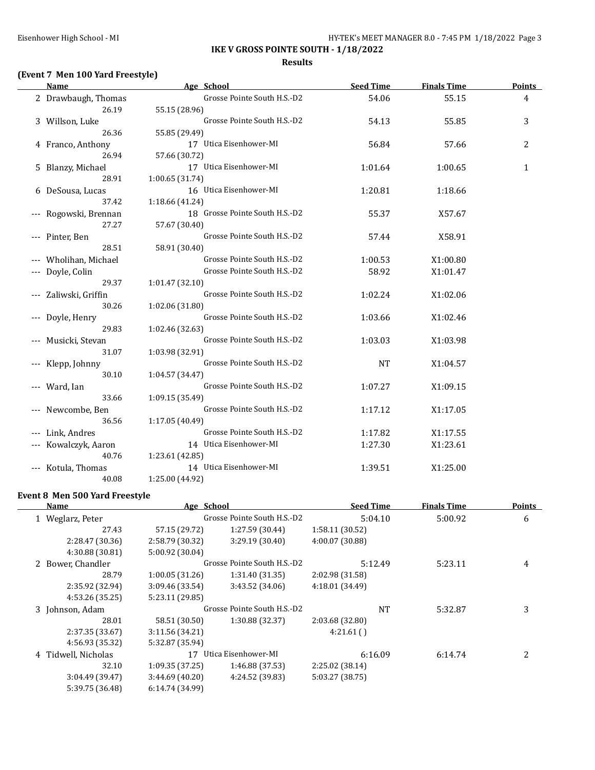## IKE V GROSS POINTE SOUTH - 1/18/2022

### Results

### (Event 7 Men 100 Yard Freestyle)

| Name | Age | School | Seed Time | Finals Time | Points |
|---|---|---|---|---|---|
| 2 Drawbaugh, Thomas | | Grosse Pointe South H.S.-D2 | 54.06 | 55.15 | 4 |
| 26.19 | 55.15 (28.96) | | | | |
| 3 Willson, Luke | | Grosse Pointe South H.S.-D2 | 54.13 | 55.85 | 3 |
| 26.36 | 55.85 (29.49) | | | | |
| 4 Franco, Anthony | 17 | Utica Eisenhower-MI | 56.84 | 57.66 | 2 |
| 26.94 | 57.66 (30.72) | | | | |
| 5 Blanzy, Michael | 17 | Utica Eisenhower-MI | 1:01.64 | 1:00.65 | 1 |
| 28.91 | 1:00.65 (31.74) | | | | |
| 6 DeSousa, Lucas | 16 | Utica Eisenhower-MI | 1:20.81 | 1:18.66 | |
| 37.42 | 1:18.66 (41.24) | | | | |
| --- Rogowski, Brennan | 18 | Grosse Pointe South H.S.-D2 | 55.37 | X57.67 | |
| 27.27 | 57.67 (30.40) | | | | |
| --- Pinter, Ben | | Grosse Pointe South H.S.-D2 | 57.44 | X58.91 | |
| 28.51 | 58.91 (30.40) | | | | |
| --- Wholihan, Michael | | Grosse Pointe South H.S.-D2 | 1:00.53 | X1:00.80 | |
| --- Doyle, Colin | | Grosse Pointe South H.S.-D2 | 58.92 | X1:01.47 | |
| 29.37 | 1:01.47 (32.10) | | | | |
| --- Zaliwski, Griffin | | Grosse Pointe South H.S.-D2 | 1:02.24 | X1:02.06 | |
| 30.26 | 1:02.06 (31.80) | | | | |
| --- Doyle, Henry | | Grosse Pointe South H.S.-D2 | 1:03.66 | X1:02.46 | |
| 29.83 | 1:02.46 (32.63) | | | | |
| --- Musicki, Stevan | | Grosse Pointe South H.S.-D2 | 1:03.03 | X1:03.98 | |
| 31.07 | 1:03.98 (32.91) | | | | |
| --- Klepp, Johnny | | Grosse Pointe South H.S.-D2 | NT | X1:04.57 | |
| 30.10 | 1:04.57 (34.47) | | | | |
| --- Ward, Ian | | Grosse Pointe South H.S.-D2 | 1:07.27 | X1:09.15 | |
| 33.66 | 1:09.15 (35.49) | | | | |
| --- Newcombe, Ben | | Grosse Pointe South H.S.-D2 | 1:17.12 | X1:17.05 | |
| 36.56 | 1:17.05 (40.49) | | | | |
| --- Link, Andres | | Grosse Pointe South H.S.-D2 | 1:17.82 | X1:17.55 | |
| --- Kowalczyk, Aaron | 14 | Utica Eisenhower-MI | 1:27.30 | X1:23.61 | |
| 40.76 | 1:23.61 (42.85) | | | | |
| --- Kotula, Thomas | 14 | Utica Eisenhower-MI | 1:39.51 | X1:25.00 | |
| 40.08 | 1:25.00 (44.92) | | | | |

### Event 8 Men 500 Yard Freestyle

| Name | Age | School | Seed Time | Finals Time | Points |
|---|---|---|---|---|---|
| 1 Weglarz, Peter | | Grosse Pointe South H.S.-D2 | 5:04.10 | 5:00.92 | 6 |
| 27.43 | 57.15 (29.72) | 1:27.59 (30.44) | 1:58.11 (30.52) | | |
| 2:28.47 (30.36) | 2:58.79 (30.32) | 3:29.19 (30.40) | 4:00.07 (30.88) | | |
| 4:30.88 (30.81) | 5:00.92 (30.04) | | | | |
| 2 Bower, Chandler | | Grosse Pointe South H.S.-D2 | 5:12.49 | 5:23.11 | 4 |
| 28.79 | 1:00.05 (31.26) | 1:31.40 (31.35) | 2:02.98 (31.58) | | |
| 2:35.92 (32.94) | 3:09.46 (33.54) | 3:43.52 (34.06) | 4:18.01 (34.49) | | |
| 4:53.26 (35.25) | 5:23.11 (29.85) | | | | |
| 3 Johnson, Adam | | Grosse Pointe South H.S.-D2 | NT | 5:32.87 | 3 |
| 28.01 | 58.51 (30.50) | 1:30.88 (32.37) | 2:03.68 (32.80) | | |
| 2:37.35 (33.67) | 3:11.56 (34.21) | | 4:21.61 ( ) | | |
| 4:56.93 (35.32) | 5:32.87 (35.94) | | | | |
| 4 Tidwell, Nicholas | 17 | Utica Eisenhower-MI | 6:16.09 | 6:14.74 | 2 |
| 32.10 | 1:09.35 (37.25) | 1:46.88 (37.53) | 2:25.02 (38.14) | | |
| 3:04.49 (39.47) | 3:44.69 (40.20) | 4:24.52 (39.83) | 5:03.27 (38.75) | | |
| 5:39.75 (36.48) | 6:14.74 (34.99) | | | | |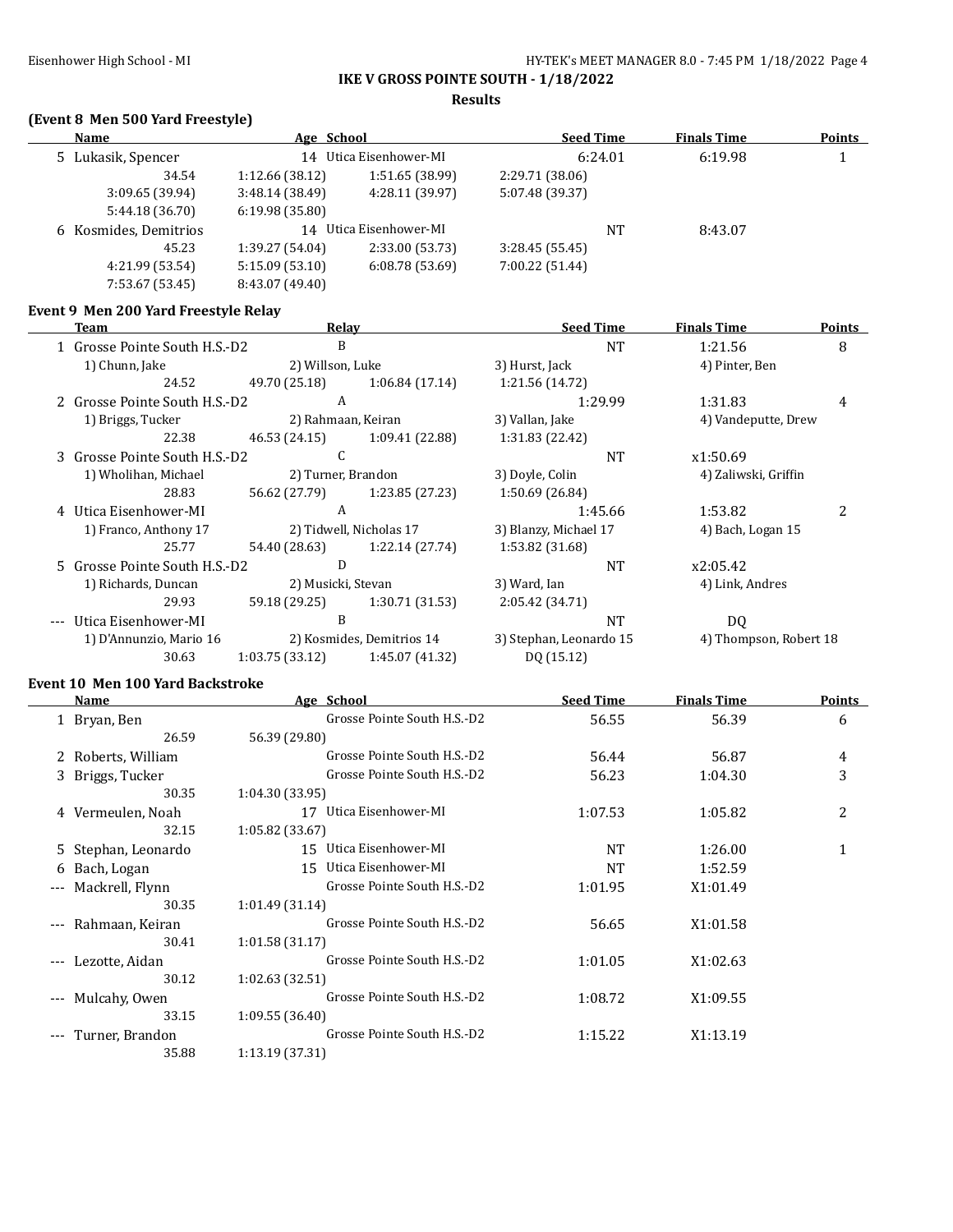**IKE V GROSS POINTE SOUTH - 1/18/2022**

**Results**

### (Event 8 Men 500 Yard Freestyle)

| | Name | Age | School | Seed Time | Finals Time | Points |
|---|---|---|---|---|---|---|
| 5 | Lukasik, Spencer | 14 | Utica Eisenhower-MI | 6:24.01 | 6:19.98 | 1 |
| | 34.54 | 1:12.66 (38.12) | 1:51.65 (38.99) | 2:29.71 (38.06) | | |
| | 3:09.65 (39.94) | 3:48.14 (38.49) | 4:28.11 (39.97) | 5:07.48 (39.37) | | |
| | 5:44.18 (36.70) | 6:19.98 (35.80) | | | | |
| 6 | Kosmides, Demitrios | 14 | Utica Eisenhower-MI | NT | 8:43.07 | |
| | 45.23 | 1:39.27 (54.04) | 2:33.00 (53.73) | 3:28.45 (55.45) | | |
| | 4:21.99 (53.54) | 5:15.09 (53.10) | 6:08.78 (53.69) | 7:00.22 (51.44) | | |
| | 7:53.67 (53.45) | 8:43.07 (49.40) | | | | |

### Event 9 Men 200 Yard Freestyle Relay

| | Team | Relay | | Seed Time | Finals Time | Points |
|---|---|---|---|---|---|---|
| 1 | Grosse Pointe South H.S.-D2 | B | | NT | 1:21.56 | 8 |
| | 1) Chunn, Jake | 2) Willson, Luke | | 3) Hurst, Jack | 4) Pinter, Ben | |
| | 24.52 | 49.70 (25.18) | 1:06.84 (17.14) | 1:21.56 (14.72) | | |
| 2 | Grosse Pointe South H.S.-D2 | A | | 1:29.99 | 1:31.83 | 4 |
| | 1) Briggs, Tucker | 2) Rahmaan, Keiran | | 3) Vallan, Jake | 4) Vandeputte, Drew | |
| | 22.38 | 46.53 (24.15) | 1:09.41 (22.88) | 1:31.83 (22.42) | | |
| 3 | Grosse Pointe South H.S.-D2 | C | | NT | x1:50.69 | |
| | 1) Wholihan, Michael | 2) Turner, Brandon | | 3) Doyle, Colin | 4) Zaliwski, Griffin | |
| | 28.83 | 56.62 (27.79) | 1:23.85 (27.23) | 1:50.69 (26.84) | | |
| 4 | Utica Eisenhower-MI | A | | 1:45.66 | 1:53.82 | 2 |
| | 1) Franco, Anthony 17 | 2) Tidwell, Nicholas 17 | | 3) Blanzy, Michael 17 | 4) Bach, Logan 15 | |
| | 25.77 | 54.40 (28.63) | 1:22.14 (27.74) | 1:53.82 (31.68) | | |
| 5 | Grosse Pointe South H.S.-D2 | D | | NT | x2:05.42 | |
| | 1) Richards, Duncan | 2) Musicki, Stevan | | 3) Ward, Ian | 4) Link, Andres | |
| | 29.93 | 59.18 (29.25) | 1:30.71 (31.53) | 2:05.42 (34.71) | | |
| --- | Utica Eisenhower-MI | B | | NT | DQ | |
| | 1) D'Annunzio, Mario 16 | 2) Kosmides, Demitrios 14 | | 3) Stephan, Leonardo 15 | 4) Thompson, Robert 18 | |
| | 30.63 | 1:03.75 (33.12) | 1:45.07 (41.32) | DQ (15.12) | | |

### Event 10 Men 100 Yard Backstroke

| | Name | Age | School | Seed Time | Finals Time | Points |
|---|---|---|---|---|---|---|
| 1 | Bryan, Ben | | Grosse Pointe South H.S.-D2 | 56.55 | 56.39 | 6 |
| | 26.59 | 56.39 (29.80) | | | | |
| 2 | Roberts, William | | Grosse Pointe South H.S.-D2 | 56.44 | 56.87 | 4 |
| 3 | Briggs, Tucker | | Grosse Pointe South H.S.-D2 | 56.23 | 1:04.30 | 3 |
| | 30.35 | 1:04.30 (33.95) | | | | |
| 4 | Vermeulen, Noah | 17 | Utica Eisenhower-MI | 1:07.53 | 1:05.82 | 2 |
| | 32.15 | 1:05.82 (33.67) | | | | |
| 5 | Stephan, Leonardo | 15 | Utica Eisenhower-MI | NT | 1:26.00 | 1 |
| 6 | Bach, Logan | 15 | Utica Eisenhower-MI | NT | 1:52.59 | |
| --- | Mackrell, Flynn | | Grosse Pointe South H.S.-D2 | 1:01.95 | X1:01.49 | |
| | 30.35 | 1:01.49 (31.14) | | | | |
| --- | Rahmaan, Keiran | | Grosse Pointe South H.S.-D2 | 56.65 | X1:01.58 | |
| | 30.41 | 1:01.58 (31.17) | | | | |
| --- | Lezotte, Aidan | | Grosse Pointe South H.S.-D2 | 1:01.05 | X1:02.63 | |
| | 30.12 | 1:02.63 (32.51) | | | | |
| --- | Mulcahy, Owen | | Grosse Pointe South H.S.-D2 | 1:08.72 | X1:09.55 | |
| | 33.15 | 1:09.55 (36.40) | | | | |
| --- | Turner, Brandon | | Grosse Pointe South H.S.-D2 | 1:15.22 | X1:13.19 | |
| | 35.88 | 1:13.19 (37.31) | | | | |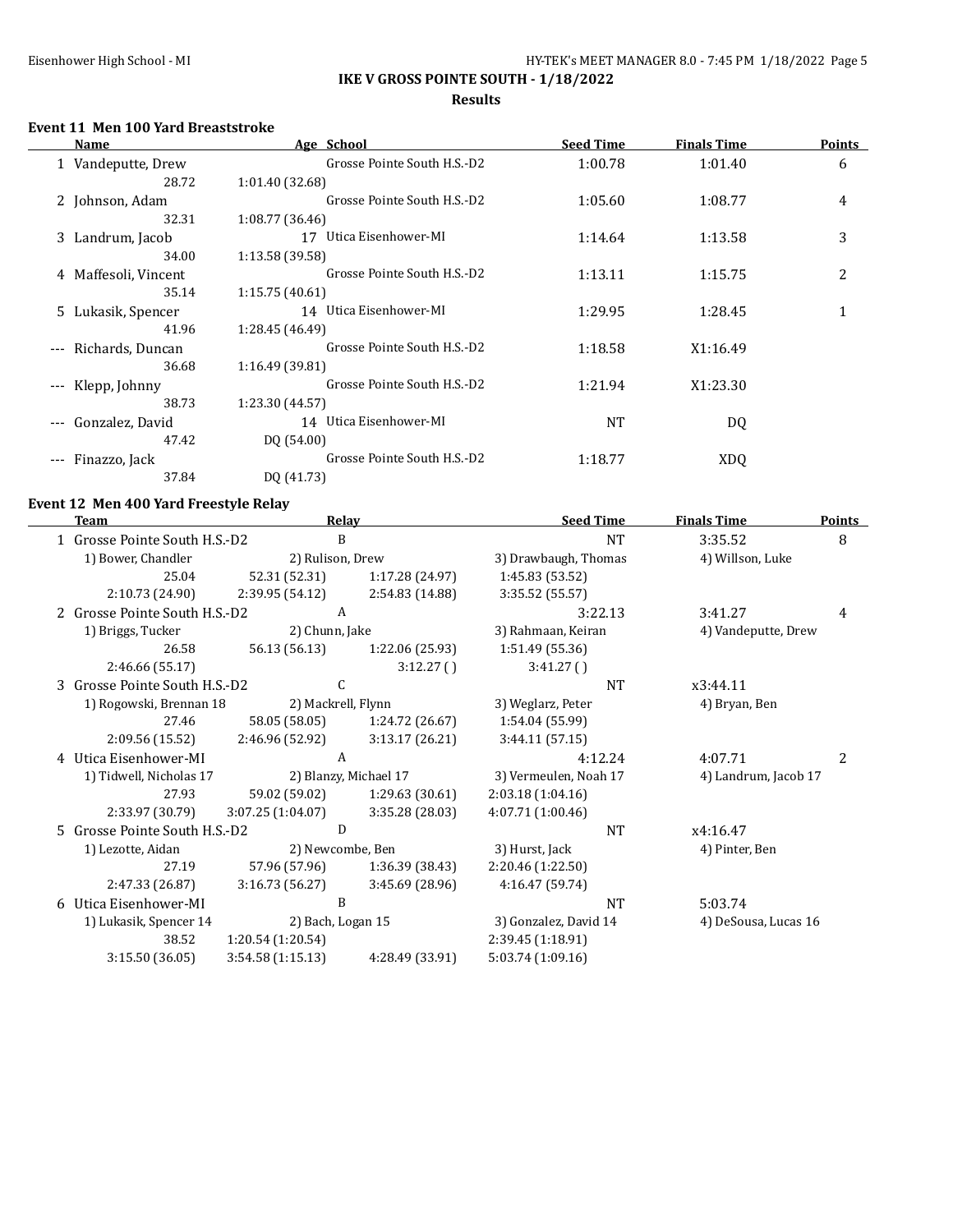**IKE V GROSS POINTE SOUTH - 1/18/2022**

**Results**

### Event 11 Men 100 Yard Breaststroke

| | Name | Age | School | Seed Time | Finals Time | Points |
|---|---|---|---|---|---|---|
| 1 | Vandeputte, Drew | | Grosse Pointe South H.S.-D2 | 1:00.78 | 1:01.40 | 6 |
| | 28.72 | 1:01.40 (32.68) | | | | |
| 2 | Johnson, Adam | | Grosse Pointe South H.S.-D2 | 1:05.60 | 1:08.77 | 4 |
| | 32.31 | 1:08.77 (36.46) | | | | |
| 3 | Landrum, Jacob | 17 | Utica Eisenhower-MI | 1:14.64 | 1:13.58 | 3 |
| | 34.00 | 1:13.58 (39.58) | | | | |
| 4 | Maffesoli, Vincent | | Grosse Pointe South H.S.-D2 | 1:13.11 | 1:15.75 | 2 |
| | 35.14 | 1:15.75 (40.61) | | | | |
| 5 | Lukasik, Spencer | 14 | Utica Eisenhower-MI | 1:29.95 | 1:28.45 | 1 |
| | 41.96 | 1:28.45 (46.49) | | | | |
| --- | Richards, Duncan | | Grosse Pointe South H.S.-D2 | 1:18.58 | X1:16.49 | |
| | 36.68 | 1:16.49 (39.81) | | | | |
| --- | Klepp, Johnny | | Grosse Pointe South H.S.-D2 | 1:21.94 | X1:23.30 | |
| | 38.73 | 1:23.30 (44.57) | | | | |
| --- | Gonzalez, David | 14 | Utica Eisenhower-MI | NT | DQ | |
| | 47.42 | DQ (54.00) | | | | |
| --- | Finazzo, Jack | | Grosse Pointe South H.S.-D2 | 1:18.77 | XDQ | |
| | 37.84 | DQ (41.73) | | | | |

### Event 12 Men 400 Yard Freestyle Relay

| | Team | Relay | | Seed Time | Finals Time | Points |
|---|---|---|---|---|---|---|
| 1 | Grosse Pointe South H.S.-D2 | B | | NT | 3:35.52 | 8 |
| | 1) Bower, Chandler | 2) Rulison, Drew | | 3) Drawbaugh, Thomas | 4) Willson, Luke | |
| | 25.04 | 52.31 (52.31) | 1:17.28 (24.97) | 1:45.83 (53.52) | | |
| | 2:10.73 (24.90) | 2:39.95 (54.12) | 2:54.83 (14.88) | 3:35.52 (55.57) | | |
| 2 | Grosse Pointe South H.S.-D2 | A | | 3:22.13 | 3:41.27 | 4 |
| | 1) Briggs, Tucker | 2) Chunn, Jake | | 3) Rahmaan, Keiran | 4) Vandeputte, Drew | |
| | 26.58 | 56.13 (56.13) | 1:22.06 (25.93) | 1:51.49 (55.36) | | |
| | 2:46.66 (55.17) | | 3:12.27 ( ) | 3:41.27 ( ) | | |
| 3 | Grosse Pointe South H.S.-D2 | C | | NT | x3:44.11 | |
| | 1) Rogowski, Brennan 18 | 2) Mackrell, Flynn | | 3) Weglarz, Peter | 4) Bryan, Ben | |
| | 27.46 | 58.05 (58.05) | 1:24.72 (26.67) | 1:54.04 (55.99) | | |
| | 2:09.56 (15.52) | 2:46.96 (52.92) | 3:13.17 (26.21) | 3:44.11 (57.15) | | |
| 4 | Utica Eisenhower-MI | A | | 4:12.24 | 4:07.71 | 2 |
| | 1) Tidwell, Nicholas 17 | 2) Blanzy, Michael 17 | | 3) Vermeulen, Noah 17 | 4) Landrum, Jacob 17 | |
| | 27.93 | 59.02 (59.02) | 1:29.63 (30.61) | 2:03.18 (1:04.16) | | |
| | 2:33.97 (30.79) | 3:07.25 (1:04.07) | 3:35.28 (28.03) | 4:07.71 (1:00.46) | | |
| 5 | Grosse Pointe South H.S.-D2 | D | | NT | x4:16.47 | |
| | 1) Lezotte, Aidan | 2) Newcombe, Ben | | 3) Hurst, Jack | 4) Pinter, Ben | |
| | 27.19 | 57.96 (57.96) | 1:36.39 (38.43) | 2:20.46 (1:22.50) | | |
| | 2:47.33 (26.87) | 3:16.73 (56.27) | 3:45.69 (28.96) | 4:16.47 (59.74) | | |
| 6 | Utica Eisenhower-MI | B | | NT | 5:03.74 | |
| | 1) Lukasik, Spencer 14 | 2) Bach, Logan 15 | | 3) Gonzalez, David 14 | 4) DeSousa, Lucas 16 | |
| | 38.52 | 1:20.54 (1:20.54) | | 2:39.45 (1:18.91) | | |
| | 3:15.50 (36.05) | 3:54.58 (1:15.13) | 4:28.49 (33.91) | 5:03.74 (1:09.16) | | |